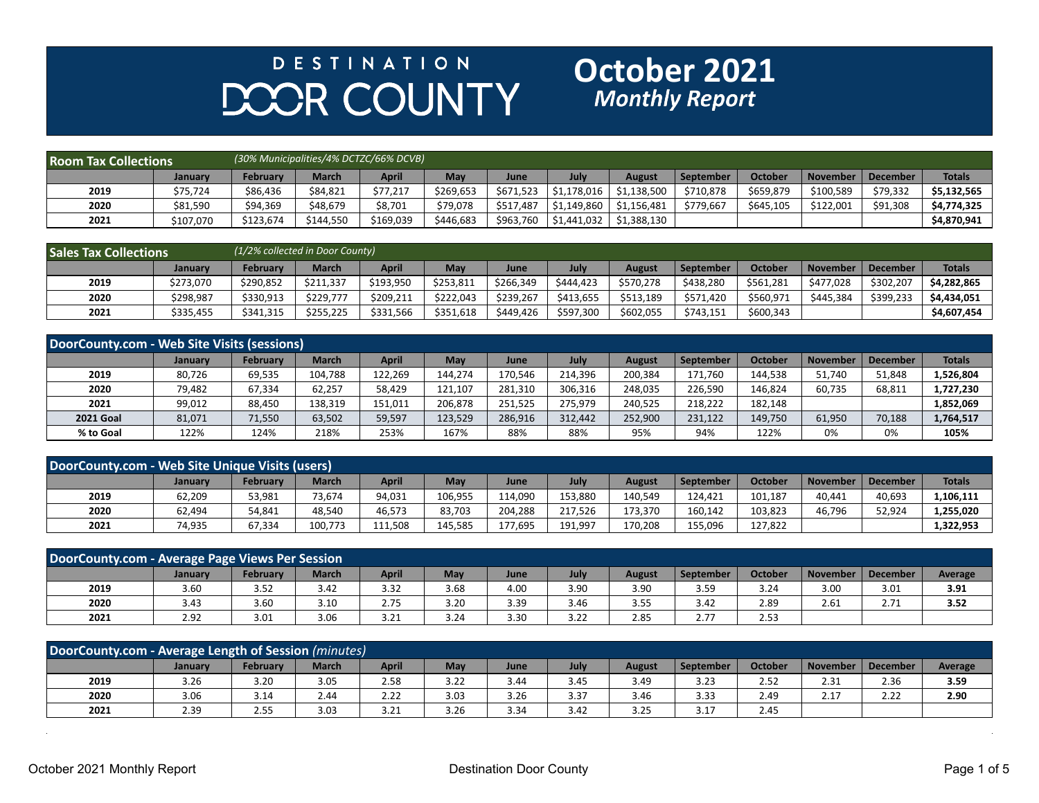# DESTINATION DOOR COUNTY

# October 2021 *Monthly Report*

## Room Tax Collections

*(30% Municipalities/4% DCTZC/66% DCVB)*

| | January | February | March | April | May | June | July | August | September | October | November | December | Totals |
|---|---|---|---|---|---|---|---|---|---|---|---|---|---|
| **2019** | $75,724 | $86,436 | $84,821 | $77,217 | $269,653 | $671,523 | $1,178,016 | $1,138,500 | $710,878 | $659,879 | $100,589 | $79,332 | **$5,132,565** |
| **2020** | $81,590 | $94,369 | $48,679 | $8,701 | $79,078 | $517,487 | $1,149,860 | $1,156,481 | $779,667 | $645,105 | $122,001 | $91,308 | **$4,774,325** |
| **2021** | $107,070 | $123,674 | $144,550 | $169,039 | $446,683 | $963,760 | $1,441,032 | $1,388,130 | | | | | **$4,870,941** |

## Sales Tax Collections

*(1/2% collected in Door County)*

| | January | February | March | April | May | June | July | August | September | October | November | December | Totals |
|---|---|---|---|---|---|---|---|---|---|---|---|---|---|
| **2019** | $273,070 | $290,852 | $211,337 | $193,950 | $253,811 | $266,349 | $444,423 | $570,278 | $438,280 | $561,281 | $477,028 | $302,207 | **$4,282,865** |
| **2020** | $298,987 | $330,913 | $229,777 | $209,211 | $222,043 | $239,267 | $413,655 | $513,189 | $571,420 | $560,971 | $445,384 | $399,233 | **$4,434,051** |
| **2021** | $335,455 | $341,315 | $255,225 | $331,566 | $351,618 | $449,426 | $597,300 | $602,055 | $743,151 | $600,343 | | | **$4,607,454** |

## DoorCounty.com - Web Site Visits (sessions)

| | January | February | March | April | May | June | July | August | September | October | November | December | Totals |
|---|---|---|---|---|---|---|---|---|---|---|---|---|---|
| **2019** | 80,726 | 69,535 | 104,788 | 122,269 | 144,274 | 170,546 | 214,396 | 200,384 | 171,760 | 144,538 | 51,740 | 51,848 | **1,526,804** |
| **2020** | 79,482 | 67,334 | 62,257 | 58,429 | 121,107 | 281,310 | 306,316 | 248,035 | 226,590 | 146,824 | 60,735 | 68,811 | **1,727,230** |
| **2021** | 99,012 | 88,450 | 138,319 | 151,011 | 206,878 | 251,525 | 275,979 | 240,525 | 218,222 | 182,148 | | | **1,852,069** |
| **2021 Goal** | 81,071 | 71,550 | 63,502 | 59,597 | 123,529 | 286,916 | 312,442 | 252,900 | 231,122 | 149,750 | 61,950 | 70,188 | **1,764,517** |
| **% to Goal** | 122% | 124% | 218% | 253% | 167% | 88% | 88% | 95% | 94% | 122% | 0% | 0% | **105%** |

## DoorCounty.com - Web Site Unique Visits (users)

| | January | February | March | April | May | June | July | August | September | October | November | December | Totals |
|---|---|---|---|---|---|---|---|---|---|---|---|---|---|
| **2019** | 62,209 | 53,981 | 73,674 | 94,031 | 106,955 | 114,090 | 153,880 | 140,549 | 124,421 | 101,187 | 40,441 | 40,693 | **1,106,111** |
| **2020** | 62,494 | 54,841 | 48,540 | 46,573 | 83,703 | 204,288 | 217,526 | 173,370 | 160,142 | 103,823 | 46,796 | 52,924 | **1,255,020** |
| **2021** | 74,935 | 67,334 | 100,773 | 111,508 | 145,585 | 177,695 | 191,997 | 170,208 | 155,096 | 127,822 | | | **1,322,953** |

## DoorCounty.com - Average Page Views Per Session

| | January | February | March | April | May | June | July | August | September | October | November | December | Average |
|---|---|---|---|---|---|---|---|---|---|---|---|---|---|
| **2019** | 3.60 | 3.52 | 3.42 | 3.32 | 3.68 | 4.00 | 3.90 | 3.90 | 3.59 | 3.24 | 3.00 | 3.01 | **3.91** |
| **2020** | 3.43 | 3.60 | 3.10 | 2.75 | 3.20 | 3.39 | 3.46 | 3.55 | 3.42 | 2.89 | 2.61 | 2.71 | **3.52** |
| **2021** | 2.92 | 3.01 | 3.06 | 3.21 | 3.24 | 3.30 | 3.22 | 2.85 | 2.77 | 2.53 | | | |

## DoorCounty.com - Average Length of Session *(minutes)*

| | January | February | March | April | May | June | July | August | September | October | November | December | Average |
|---|---|---|---|---|---|---|---|---|---|---|---|---|---|
| **2019** | 3.26 | 3.20 | 3.05 | 2.58 | 3.22 | 3.44 | 3.45 | 3.49 | 3.23 | 2.52 | 2.31 | 2.36 | **3.59** |
| **2020** | 3.06 | 3.14 | 2.44 | 2.22 | 3.03 | 3.26 | 3.37 | 3.46 | 3.33 | 2.49 | 2.17 | 2.22 | **2.90** |
| **2021** | 2.39 | 2.55 | 3.03 | 3.21 | 3.26 | 3.34 | 3.42 | 3.25 | 3.17 | 2.45 | | | |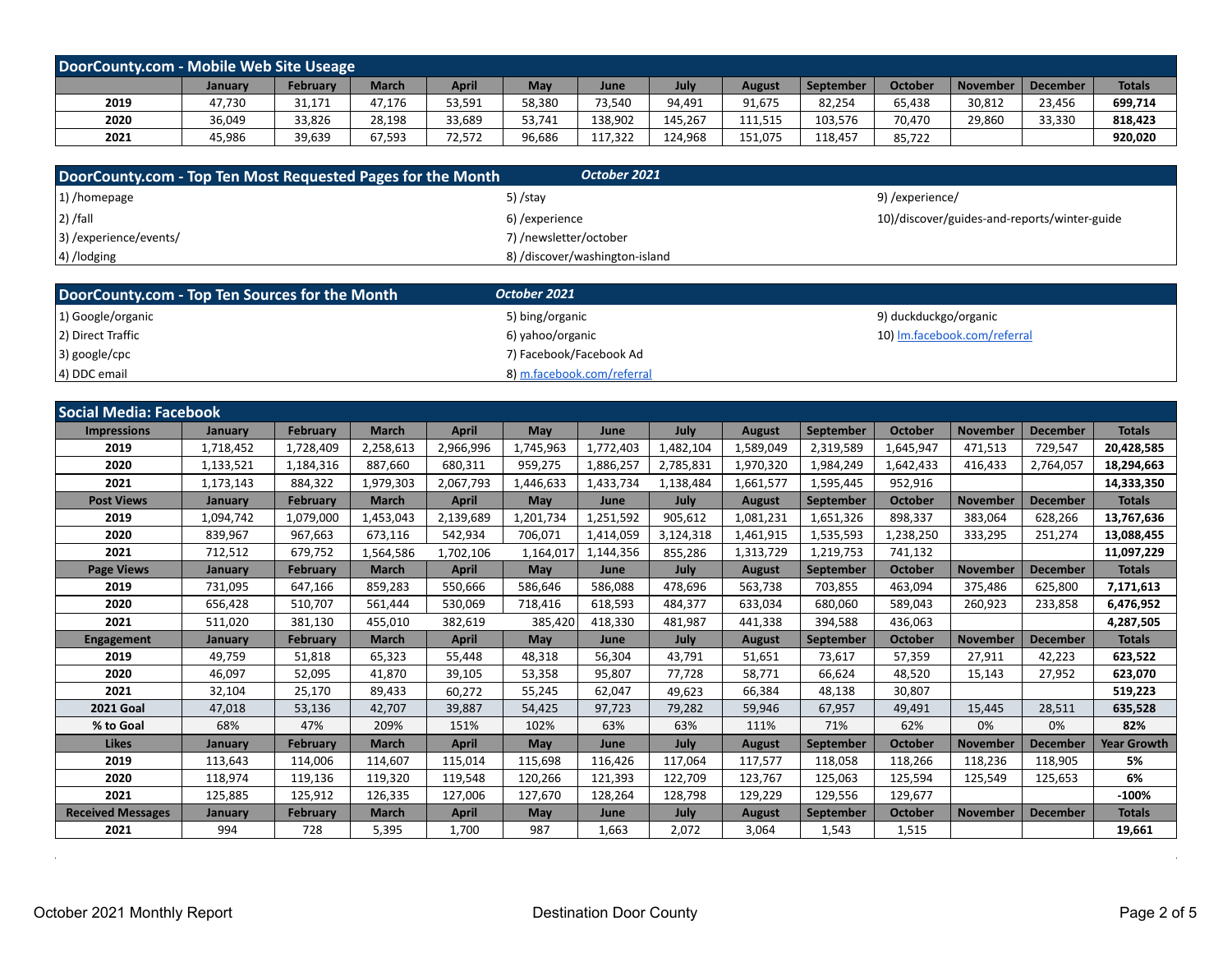## DoorCounty.com - Mobile Web Site Useage

| | January | February | March | April | May | June | July | August | September | October | November | December | Totals |
|---|---|---|---|---|---|---|---|---|---|---|---|---|---|
| **2019** | 47,730 | 31,171 | 47,176 | 53,591 | 58,380 | 73,540 | 94,491 | 91,675 | 82,254 | 65,438 | 30,812 | 23,456 | **699,714** |
| **2020** | 36,049 | 33,826 | 28,198 | 33,689 | 53,741 | 138,902 | 145,267 | 111,515 | 103,576 | 70,470 | 29,860 | 33,330 | **818,423** |
| **2021** | 45,986 | 39,639 | 67,593 | 72,572 | 96,686 | 117,322 | 124,968 | 151,075 | 118,457 | 85,722 | | | **920,020** |

## DoorCounty.com - Top Ten Most Requested Pages for the Month — *October 2021*

1) /homepage
2) /fall
3) /experience/events/
4) /lodging
5) /stay
6) /experience
7) /newsletter/october
8) /discover/washington-island
9) /experience/
10)/discover/guides-and-reports/winter-guide

## DoorCounty.com - Top Ten Sources for the Month — *October 2021*

1) Google/organic
2) Direct Traffic
3) google/cpc
4) DDC email
5) bing/organic
6) yahoo/organic
7) Facebook/Facebook Ad
8) m.facebook.com/referral
9) duckduckgo/organic
10) lm.facebook.com/referral

## Social Media: Facebook

| Impressions | January | February | March | April | May | June | July | August | September | October | November | December | Totals |
|---|---|---|---|---|---|---|---|---|---|---|---|---|---|
| **2019** | 1,718,452 | 1,728,409 | 2,258,613 | 2,966,996 | 1,745,963 | 1,772,403 | 1,482,104 | 1,589,049 | 2,319,589 | 1,645,947 | 471,513 | 729,547 | **20,428,585** |
| **2020** | 1,133,521 | 1,184,316 | 887,660 | 680,311 | 959,275 | 1,886,257 | 2,785,831 | 1,970,320 | 1,984,249 | 1,642,433 | 416,433 | 2,764,057 | **18,294,663** |
| **2021** | 1,173,143 | 884,322 | 1,979,303 | 2,067,793 | 1,446,633 | 1,433,734 | 1,138,484 | 1,661,577 | 1,595,445 | 952,916 | | | **14,333,350** |
| **Post Views** | **January** | **February** | **March** | **April** | **May** | **June** | **July** | **August** | **September** | **October** | **November** | **December** | **Totals** |
| **2019** | 1,094,742 | 1,079,000 | 1,453,043 | 2,139,689 | 1,201,734 | 1,251,592 | 905,612 | 1,081,231 | 1,651,326 | 898,337 | 383,064 | 628,266 | **13,767,636** |
| **2020** | 839,967 | 967,663 | 673,116 | 542,934 | 706,071 | 1,414,059 | 3,124,318 | 1,461,915 | 1,535,593 | 1,238,250 | 333,295 | 251,274 | **13,088,455** |
| **2021** | 712,512 | 679,752 | 1,564,586 | 1,702,106 | 1,164,017 | 1,144,356 | 855,286 | 1,313,729 | 1,219,753 | 741,132 | | | **11,097,229** |
| **Page Views** | **January** | **February** | **March** | **April** | **May** | **June** | **July** | **August** | **September** | **October** | **November** | **December** | **Totals** |
| **2019** | 731,095 | 647,166 | 859,283 | 550,666 | 586,646 | 586,088 | 478,696 | 563,738 | 703,855 | 463,094 | 375,486 | 625,800 | **7,171,613** |
| **2020** | 656,428 | 510,707 | 561,444 | 530,069 | 718,416 | 618,593 | 484,377 | 633,034 | 680,060 | 589,043 | 260,923 | 233,858 | **6,476,952** |
| **2021** | 511,020 | 381,130 | 455,010 | 382,619 | 385,420 | 418,330 | 481,987 | 441,338 | 394,588 | 436,063 | | | **4,287,505** |
| **Engagement** | **January** | **February** | **March** | **April** | **May** | **June** | **July** | **August** | **September** | **October** | **November** | **December** | **Totals** |
| **2019** | 49,759 | 51,818 | 65,323 | 55,448 | 48,318 | 56,304 | 43,791 | 51,651 | 73,617 | 57,359 | 27,911 | 42,223 | **623,522** |
| **2020** | 46,097 | 52,095 | 41,870 | 39,105 | 53,358 | 95,807 | 77,728 | 58,771 | 66,624 | 48,520 | 15,143 | 27,952 | **623,070** |
| **2021** | 32,104 | 25,170 | 89,433 | 60,272 | 55,245 | 62,047 | 49,623 | 66,384 | 48,138 | 30,807 | | | **519,223** |
| **2021 Goal** | 47,018 | 53,136 | 42,707 | 39,887 | 54,425 | 97,723 | 79,282 | 59,946 | 67,957 | 49,491 | 15,445 | 28,511 | **635,528** |
| **% to Goal** | 68% | 47% | 209% | 151% | 102% | 63% | 63% | 111% | 71% | 62% | 0% | 0% | **82%** |
| **Likes** | **January** | **February** | **March** | **April** | **May** | **June** | **July** | **August** | **September** | **October** | **November** | **December** | **Year Growth** |
| **2019** | 113,643 | 114,006 | 114,607 | 115,014 | 115,698 | 116,426 | 117,064 | 117,577 | 118,058 | 118,266 | 118,236 | 118,905 | **5%** |
| **2020** | 118,974 | 119,136 | 119,320 | 119,548 | 120,266 | 121,393 | 122,709 | 123,767 | 125,063 | 125,594 | 125,549 | 125,653 | **6%** |
| **2021** | 125,885 | 125,912 | 126,335 | 127,006 | 127,670 | 128,264 | 128,798 | 129,229 | 129,556 | 129,677 | | | **-100%** |
| **Received Messages** | **January** | **February** | **March** | **April** | **May** | **June** | **July** | **August** | **September** | **October** | **November** | **December** | **Totals** |
| **2021** | 994 | 728 | 5,395 | 1,700 | 987 | 1,663 | 2,072 | 3,064 | 1,543 | 1,515 | | | **19,661** |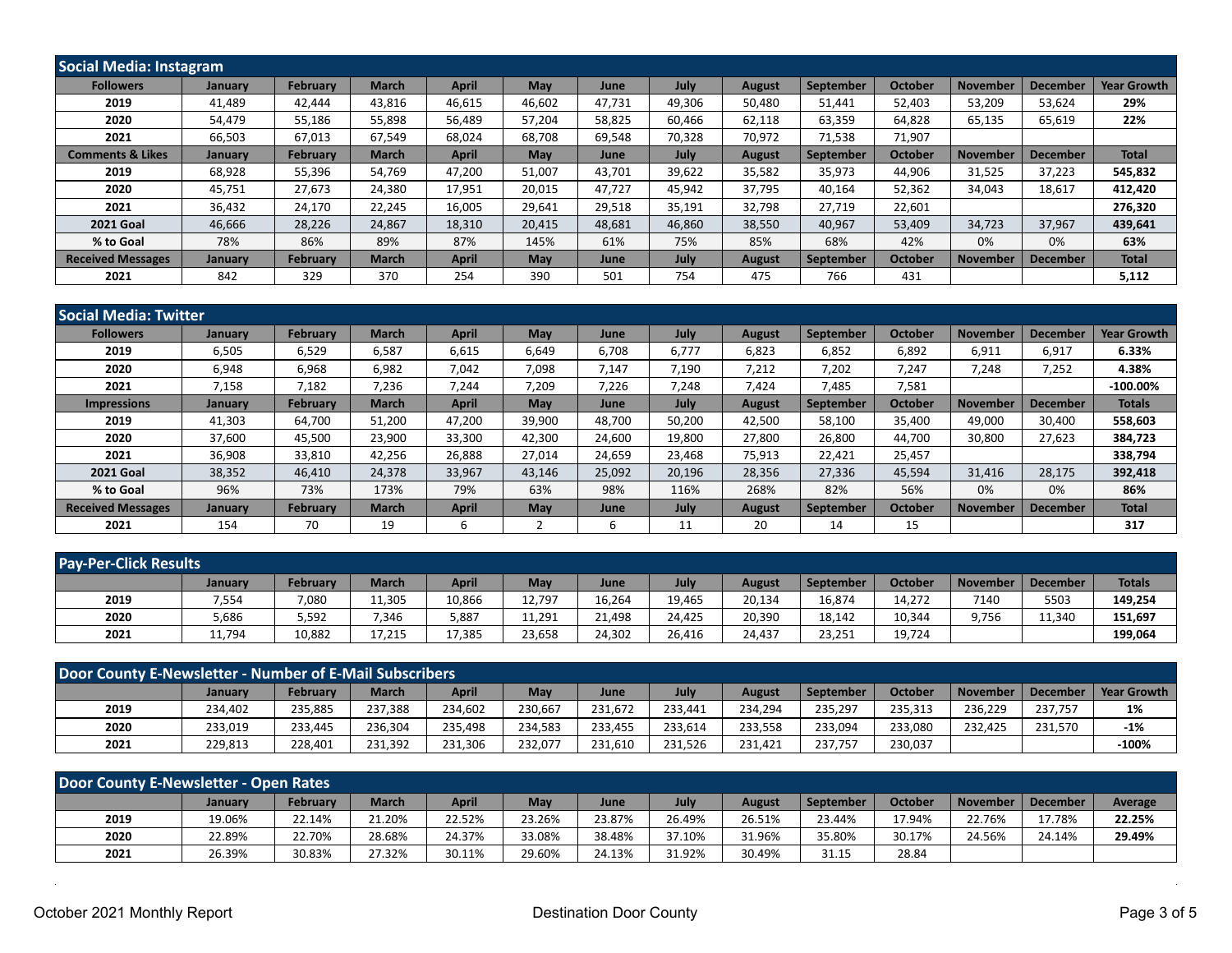## Social Media: Instagram

| Followers | January | February | March | April | May | June | July | August | September | October | November | December | Year Growth |
|---|---|---|---|---|---|---|---|---|---|---|---|---|---|
| 2019 | 41,489 | 42,444 | 43,816 | 46,615 | 46,602 | 47,731 | 49,306 | 50,480 | 51,441 | 52,403 | 53,209 | 53,624 | **29%** |
| 2020 | 54,479 | 55,186 | 55,898 | 56,489 | 57,204 | 58,825 | 60,466 | 62,118 | 63,359 | 64,828 | 65,135 | 65,619 | **22%** |
| 2021 | 66,503 | 67,013 | 67,549 | 68,024 | 68,708 | 69,548 | 70,328 | 70,972 | 71,538 | 71,907 | | | |
| **Comments & Likes** | **January** | **February** | **March** | **April** | **May** | **June** | **July** | **August** | **September** | **October** | **November** | **December** | **Total** |
| 2019 | 68,928 | 55,396 | 54,769 | 47,200 | 51,007 | 43,701 | 39,622 | 35,582 | 35,973 | 44,906 | 31,525 | 37,223 | **545,832** |
| 2020 | 45,751 | 27,673 | 24,380 | 17,951 | 20,015 | 47,727 | 45,942 | 37,795 | 40,164 | 52,362 | 34,043 | 18,617 | **412,420** |
| 2021 | 36,432 | 24,170 | 22,245 | 16,005 | 29,641 | 29,518 | 35,191 | 32,798 | 27,719 | 22,601 | | | **276,320** |
| 2021 Goal | 46,666 | 28,226 | 24,867 | 18,310 | 20,415 | 48,681 | 46,860 | 38,550 | 40,967 | 53,409 | 34,723 | 37,967 | **439,641** |
| % to Goal | 78% | 86% | 89% | 87% | 145% | 61% | 75% | 85% | 68% | 42% | 0% | 0% | **63%** |
| **Received Messages** | **January** | **February** | **March** | **April** | **May** | **June** | **July** | **August** | **September** | **October** | **November** | **December** | **Total** |
| 2021 | 842 | 329 | 370 | 254 | 390 | 501 | 754 | 475 | 766 | 431 | | | **5,112** |

## Social Media: Twitter

| Followers | January | February | March | April | May | June | July | August | September | October | November | December | Year Growth |
|---|---|---|---|---|---|---|---|---|---|---|---|---|---|
| 2019 | 6,505 | 6,529 | 6,587 | 6,615 | 6,649 | 6,708 | 6,777 | 6,823 | 6,852 | 6,892 | 6,911 | 6,917 | **6.33%** |
| 2020 | 6,948 | 6,968 | 6,982 | 7,042 | 7,098 | 7,147 | 7,190 | 7,212 | 7,202 | 7,247 | 7,248 | 7,252 | **4.38%** |
| 2021 | 7,158 | 7,182 | 7,236 | 7,244 | 7,209 | 7,226 | 7,248 | 7,424 | 7,485 | 7,581 | | | **-100.00%** |
| **Impressions** | **January** | **February** | **March** | **April** | **May** | **June** | **July** | **August** | **September** | **October** | **November** | **December** | **Totals** |
| 2019 | 41,303 | 64,700 | 51,200 | 47,200 | 39,900 | 48,700 | 50,200 | 42,500 | 58,100 | 35,400 | 49,000 | 30,400 | **558,603** |
| 2020 | 37,600 | 45,500 | 23,900 | 33,300 | 42,300 | 24,600 | 19,800 | 27,800 | 26,800 | 44,700 | 30,800 | 27,623 | **384,723** |
| 2021 | 36,908 | 33,810 | 42,256 | 26,888 | 27,014 | 24,659 | 23,468 | 75,913 | 22,421 | 25,457 | | | **338,794** |
| 2021 Goal | 38,352 | 46,410 | 24,378 | 33,967 | 43,146 | 25,092 | 20,196 | 28,356 | 27,336 | 45,594 | 31,416 | 28,175 | **392,418** |
| % to Goal | 96% | 73% | 173% | 79% | 63% | 98% | 116% | 268% | 82% | 56% | 0% | 0% | **86%** |
| **Received Messages** | **January** | **February** | **March** | **April** | **May** | **June** | **July** | **August** | **September** | **October** | **November** | **December** | **Total** |
| 2021 | 154 | 70 | 19 | 6 | 2 | 6 | 11 | 20 | 14 | 15 | | | **317** |

## Pay-Per-Click Results

| | January | February | March | April | May | June | July | August | September | October | November | December | Totals |
|---|---|---|---|---|---|---|---|---|---|---|---|---|---|
| 2019 | 7,554 | 7,080 | 11,305 | 10,866 | 12,797 | 16,264 | 19,465 | 20,134 | 16,874 | 14,272 | 7140 | 5503 | **149,254** |
| 2020 | 5,686 | 5,592 | 7,346 | 5,887 | 11,291 | 21,498 | 24,425 | 20,390 | 18,142 | 10,344 | 9,756 | 11,340 | **151,697** |
| 2021 | 11,794 | 10,882 | 17,215 | 17,385 | 23,658 | 24,302 | 26,416 | 24,437 | 23,251 | 19,724 | | | **199,064** |

## Door County E-Newsletter - Number of E-Mail Subscribers

| | January | February | March | April | May | June | July | August | September | October | November | December | Year Growth |
|---|---|---|---|---|---|---|---|---|---|---|---|---|---|
| 2019 | 234,402 | 235,885 | 237,388 | 234,602 | 230,667 | 231,672 | 233,441 | 234,294 | 235,297 | 235,313 | 236,229 | 237,757 | **1%** |
| 2020 | 233,019 | 233,445 | 236,304 | 235,498 | 234,583 | 233,455 | 233,614 | 233,558 | 233,094 | 233,080 | 232,425 | 231,570 | **-1%** |
| 2021 | 229,813 | 228,401 | 231,392 | 231,306 | 232,077 | 231,610 | 231,526 | 231,421 | 237,757 | 230,037 | | | **-100%** |

## Door County E-Newsletter - Open Rates

| | January | February | March | April | May | June | July | August | September | October | November | December | Average |
|---|---|---|---|---|---|---|---|---|---|---|---|---|---|
| 2019 | 19.06% | 22.14% | 21.20% | 22.52% | 23.26% | 23.87% | 26.49% | 26.51% | 23.44% | 17.94% | 22.76% | 17.78% | **22.25%** |
| 2020 | 22.89% | 22.70% | 28.68% | 24.37% | 33.08% | 38.48% | 37.10% | 31.96% | 35.80% | 30.17% | 24.56% | 24.14% | **29.49%** |
| 2021 | 26.39% | 30.83% | 27.32% | 30.11% | 29.60% | 24.13% | 31.92% | 30.49% | 31.15 | 28.84 | | | |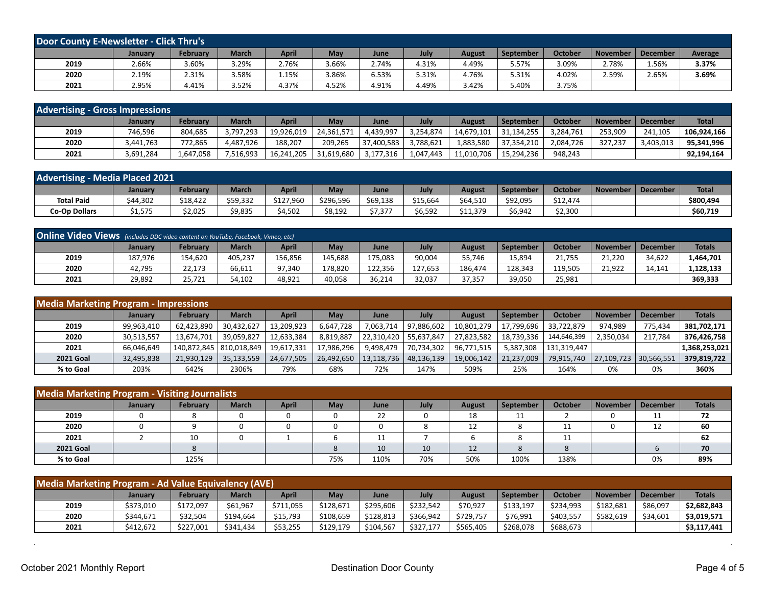## Door County E-Newsletter - Click Thru's

| | January | February | March | April | May | June | July | August | September | October | November | December | Average |
|---|---|---|---|---|---|---|---|---|---|---|---|---|---|
| **2019** | 2.66% | 3.60% | 3.29% | 2.76% | 3.66% | 2.74% | 4.31% | 4.49% | 5.57% | 3.09% | 2.78% | 1.56% | **3.37%** |
| **2020** | 2.19% | 2.31% | 3.58% | 1.15% | 3.86% | 6.53% | 5.31% | 4.76% | 5.31% | 4.02% | 2.59% | 2.65% | **3.69%** |
| **2021** | 2.95% | 4.41% | 3.52% | 4.37% | 4.52% | 4.91% | 4.49% | 3.42% | 5.40% | 3.75% | | | |

## Advertising - Gross Impressions

| | January | February | March | April | May | June | July | August | September | October | November | December | Total |
|---|---|---|---|---|---|---|---|---|---|---|---|---|---|
| **2019** | 746,596 | 804,685 | 3,797,293 | 19,926,019 | 24,361,571 | 4,439,997 | 3,254,874 | 14,679,101 | 31,134,255 | 3,284,761 | 253,909 | 241,105 | **106,924,166** |
| **2020** | 3,441,763 | 772,865 | 4,487,926 | 188,207 | 209,265 | 37,400,583 | 3,788,621 | 1,883,580 | 37,354,210 | 2,084,726 | 327,237 | 3,403,013 | **95,341,996** |
| **2021** | 3,691,284 | 1,647,058 | 7,516,993 | 16,241,205 | 31,619,680 | 3,177,316 | 1,047,443 | 11,010,706 | 15,294,236 | 948,243 | | | **92,194,164** |

## Advertising - Media Placed 2021

| | January | February | March | April | May | June | July | August | September | October | November | December | Total |
|---|---|---|---|---|---|---|---|---|---|---|---|---|---|
| **Total Paid** | $44,302 | $18,422 | $59,332 | $127,960 | $296,596 | $69,138 | $15,664 | $64,510 | $92,095 | $12,474 | | | **$800,494** |
| **Co-Op Dollars** | $1,575 | $2,025 | $9,835 | $4,502 | $8,192 | $7,377 | $6,592 | $11,379 | $6,942 | $2,300 | | | **$60,719** |

## Online Video Views *(includes DDC video content on YouTube, Facebook, Vimeo, etc)*

| | January | February | March | April | May | June | July | August | September | October | November | December | Totals |
|---|---|---|---|---|---|---|---|---|---|---|---|---|---|
| **2019** | 187,976 | 154,620 | 405,237 | 156,856 | 145,688 | 175,083 | 90,004 | 55,746 | 15,894 | 21,755 | 21,220 | 34,622 | **1,464,701** |
| **2020** | 42,795 | 22,173 | 66,611 | 97,340 | 178,820 | 122,356 | 127,653 | 186,474 | 128,343 | 119,505 | 21,922 | 14,141 | **1,128,133** |
| **2021** | 29,892 | 25,721 | 54,102 | 48,921 | 40,058 | 36,214 | 32,037 | 37,357 | 39,050 | 25,981 | | | **369,333** |

## Media Marketing Program - Impressions

| | January | February | March | April | May | June | July | August | September | October | November | December | Totals |
|---|---|---|---|---|---|---|---|---|---|---|---|---|---|
| **2019** | 99,963,410 | 62,423,890 | 30,432,627 | 13,209,923 | 6,647,728 | 7,063,714 | 97,886,602 | 10,801,279 | 17,799,696 | 33,722,879 | 974,989 | 775,434 | **381,702,171** |
| **2020** | 30,513,557 | 13,674,701 | 39,059,827 | 12,633,384 | 8,819,887 | 22,310,420 | 55,637,847 | 27,823,582 | 18,739,336 | 144,646,399 | 2,350,034 | 217,784 | **376,426,758** |
| **2021** | 66,046,649 | 140,872,845 | 810,018,849 | 19,617,331 | 17,986,296 | 9,498,479 | 70,734,302 | 96,771,515 | 5,387,308 | 131,319,447 | | | **1,368,253,021** |
| **2021 Goal** | 32,495,838 | 21,930,129 | 35,133,559 | 24,677,505 | 26,492,650 | 13,118,736 | 48,136,139 | 19,006,142 | 21,237,009 | 79,915,740 | 27,109,723 | 30,566,551 | **379,819,722** |
| **% to Goal** | 203% | 642% | 2306% | 79% | 68% | 72% | 147% | 509% | 25% | 164% | 0% | 0% | **360%** |

## Media Marketing Program - Visiting Journalists

| | January | February | March | April | May | June | July | August | September | October | November | December | Totals |
|---|---|---|---|---|---|---|---|---|---|---|---|---|---|
| **2019** | 0 | 8 | 0 | 0 | 0 | 22 | 0 | 18 | 11 | 2 | 0 | 11 | **72** |
| **2020** | 0 | 9 | 0 | 0 | 0 | 0 | 8 | 12 | 8 | 11 | 0 | 12 | **60** |
| **2021** | 2 | 10 | 0 | 1 | 6 | 11 | 7 | 6 | 8 | 11 | | | **62** |
| **2021 Goal** | | 8 | | | 8 | 10 | 10 | 12 | 8 | 8 | | 6 | **70** |
| **% to Goal** | | 125% | | | 75% | 110% | 70% | 50% | 100% | 138% | | 0% | **89%** |

## Media Marketing Program - Ad Value Equivalency (AVE)

| | January | February | March | April | May | June | July | August | September | October | November | December | Totals |
|---|---|---|---|---|---|---|---|---|---|---|---|---|---|
| **2019** | $373,010 | $172,097 | $61,967 | $711,055 | $128,671 | $295,606 | $232,542 | $70,927 | $133,197 | $234,993 | $182,681 | $86,097 | **$2,682,843** |
| **2020** | $344,671 | $32,504 | $194,664 | $15,793 | $108,659 | $128,813 | $366,942 | $729,757 | $76,991 | $403,557 | $582,619 | $34,601 | **$3,019,571** |
| **2021** | $412,672 | $227,001 | $341,434 | $53,255 | $129,179 | $104,567 | $327,177 | $565,405 | $268,078 | $688,673 | | | **$3,117,441** |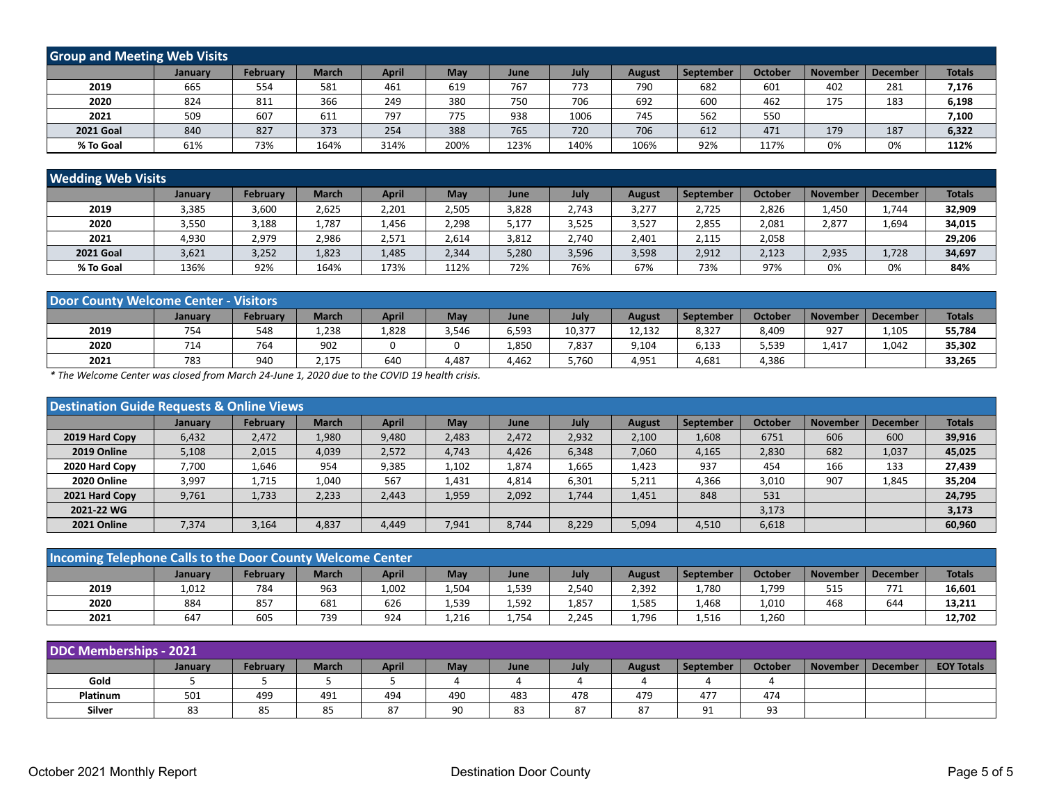## Group and Meeting Web Visits

| | January | February | March | April | May | June | July | August | September | October | November | December | Totals |
|---|---|---|---|---|---|---|---|---|---|---|---|---|---|
| **2019** | 665 | 554 | 581 | 461 | 619 | 767 | 773 | 790 | 682 | 601 | 402 | 281 | **7,176** |
| **2020** | 824 | 811 | 366 | 249 | 380 | 750 | 706 | 692 | 600 | 462 | 175 | 183 | **6,198** |
| **2021** | 509 | 607 | 611 | 797 | 775 | 938 | 1006 | 745 | 562 | 550 | | | **7,100** |
| **2021 Goal** | 840 | 827 | 373 | 254 | 388 | 765 | 720 | 706 | 612 | 471 | 179 | 187 | **6,322** |
| **% To Goal** | 61% | 73% | 164% | 314% | 200% | 123% | 140% | 106% | 92% | 117% | 0% | 0% | **112%** |

## Wedding Web Visits

| | January | February | March | April | May | June | July | August | September | October | November | December | Totals |
|---|---|---|---|---|---|---|---|---|---|---|---|---|---|
| **2019** | 3,385 | 3,600 | 2,625 | 2,201 | 2,505 | 3,828 | 2,743 | 3,277 | 2,725 | 2,826 | 1,450 | 1,744 | **32,909** |
| **2020** | 3,550 | 3,188 | 1,787 | 1,456 | 2,298 | 5,177 | 3,525 | 3,527 | 2,855 | 2,081 | 2,877 | 1,694 | **34,015** |
| **2021** | 4,930 | 2,979 | 2,986 | 2,571 | 2,614 | 3,812 | 2,740 | 2,401 | 2,115 | 2,058 | | | **29,206** |
| **2021 Goal** | 3,621 | 3,252 | 1,823 | 1,485 | 2,344 | 5,280 | 3,596 | 3,598 | 2,912 | 2,123 | 2,935 | 1,728 | **34,697** |
| **% To Goal** | 136% | 92% | 164% | 173% | 112% | 72% | 76% | 67% | 73% | 97% | 0% | 0% | **84%** |

## Door County Welcome Center - Visitors

| | January | February | March | April | May | June | July | August | September | October | November | December | Totals |
|---|---|---|---|---|---|---|---|---|---|---|---|---|---|
| **2019** | 754 | 548 | 1,238 | 1,828 | 3,546 | 6,593 | 10,377 | 12,132 | 8,327 | 8,409 | 927 | 1,105 | **55,784** |
| **2020** | 714 | 764 | 902 | 0 | 0 | 1,850 | 7,837 | 9,104 | 6,133 | 5,539 | 1,417 | 1,042 | **35,302** |
| **2021** | 783 | 940 | 2,175 | 640 | 4,487 | 4,462 | 5,760 | 4,951 | 4,681 | 4,386 | | | **33,265** |

*\* The Welcome Center was closed from March 24-June 1, 2020 due to the COVID 19 health crisis.*

## Destination Guide Requests & Online Views

| | January | February | March | April | May | June | July | August | September | October | November | December | Totals |
|---|---|---|---|---|---|---|---|---|---|---|---|---|---|
| **2019 Hard Copy** | 6,432 | 2,472 | 1,980 | 9,480 | 2,483 | 2,472 | 2,932 | 2,100 | 1,608 | 6751 | 606 | 600 | **39,916** |
| **2019 Online** | 5,108 | 2,015 | 4,039 | 2,572 | 4,743 | 4,426 | 6,348 | 7,060 | 4,165 | 2,830 | 682 | 1,037 | **45,025** |
| **2020 Hard Copy** | 7,700 | 1,646 | 954 | 9,385 | 1,102 | 1,874 | 1,665 | 1,423 | 937 | 454 | 166 | 133 | **27,439** |
| **2020 Online** | 3,997 | 1,715 | 1,040 | 567 | 1,431 | 4,814 | 6,301 | 5,211 | 4,366 | 3,010 | 907 | 1,845 | **35,204** |
| **2021 Hard Copy** | 9,761 | 1,733 | 2,233 | 2,443 | 1,959 | 2,092 | 1,744 | 1,451 | 848 | 531 | | | **24,795** |
| **2021-22 WG** | | | | | | | | | | 3,173 | | | **3,173** |
| **2021 Online** | 7,374 | 3,164 | 4,837 | 4,449 | 7,941 | 8,744 | 8,229 | 5,094 | 4,510 | 6,618 | | | **60,960** |

## Incoming Telephone Calls to the Door County Welcome Center

| | January | February | March | April | May | June | July | August | September | October | November | December | Totals |
|---|---|---|---|---|---|---|---|---|---|---|---|---|---|
| **2019** | 1,012 | 784 | 963 | 1,002 | 1,504 | 1,539 | 2,540 | 2,392 | 1,780 | 1,799 | 515 | 771 | **16,601** |
| **2020** | 884 | 857 | 681 | 626 | 1,539 | 1,592 | 1,857 | 1,585 | 1,468 | 1,010 | 468 | 644 | **13,211** |
| **2021** | 647 | 605 | 739 | 924 | 1,216 | 1,754 | 2,245 | 1,796 | 1,516 | 1,260 | | | **12,702** |

## DDC Memberships - 2021

| | January | February | March | April | May | June | July | August | September | October | November | December | EOY Totals |
|---|---|---|---|---|---|---|---|---|---|---|---|---|---|
| **Gold** | 5 | 5 | 5 | 5 | 4 | 4 | 4 | 4 | 4 | 4 | | | |
| **Platinum** | 501 | 499 | 491 | 494 | 490 | 483 | 478 | 479 | 477 | 474 | | | |
| **Silver** | 83 | 85 | 85 | 87 | 90 | 83 | 87 | 87 | 91 | 93 | | | |